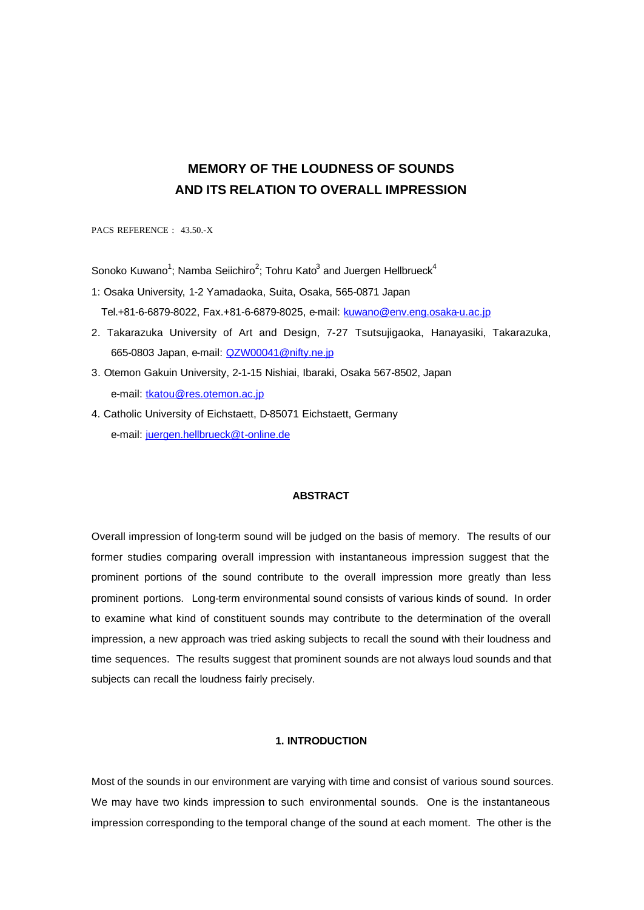# MEMORY OF THE LOUDNESS OF SOUNDS AND ITS RELATION TO OVERALL IMPRESSION

PACS REFERENCE : 43.50.-X

Sonoko Kuwano[1]; Namba Seiichiro[2]; Tohru Kato[3] and Juergen Hellbrueck[4]

1: Osaka University, 1-2 Yamadaoka, Suita, Osaka, 565-0871 Japan
Tel.+81-6-6879-8022, Fax.+81-6-6879-8025, e-mail: kuwano@env.eng.osaka-u.ac.jp

2. Takarazuka University of Art and Design, 7-27 Tsutsujigaoka, Hanayasiki, Takarazuka, 665-0803 Japan, e-mail: QZW00041@nifty.ne.jp

3. Otemon Gakuin University, 2-1-15 Nishiai, Ibaraki, Osaka 567-8502, Japan
e-mail: tkatou@res.otemon.ac.jp

4. Catholic University of Eichstaett, D-85071 Eichstaett, Germany
e-mail: juergen.hellbrueck@t-online.de

## ABSTRACT

Overall impression of long-term sound will be judged on the basis of memory. The results of our former studies comparing overall impression with instantaneous impression suggest that the prominent portions of the sound contribute to the overall impression more greatly than less prominent portions. Long-term environmental sound consists of various kinds of sound. In order to examine what kind of constituent sounds may contribute to the determination of the overall impression, a new approach was tried asking subjects to recall the sound with their loudness and time sequences. The results suggest that prominent sounds are not always loud sounds and that subjects can recall the loudness fairly precisely.

## 1. INTRODUCTION

Most of the sounds in our environment are varying with time and consist of various sound sources. We may have two kinds impression to such environmental sounds. One is the instantaneous impression corresponding to the temporal change of the sound at each moment. The other is the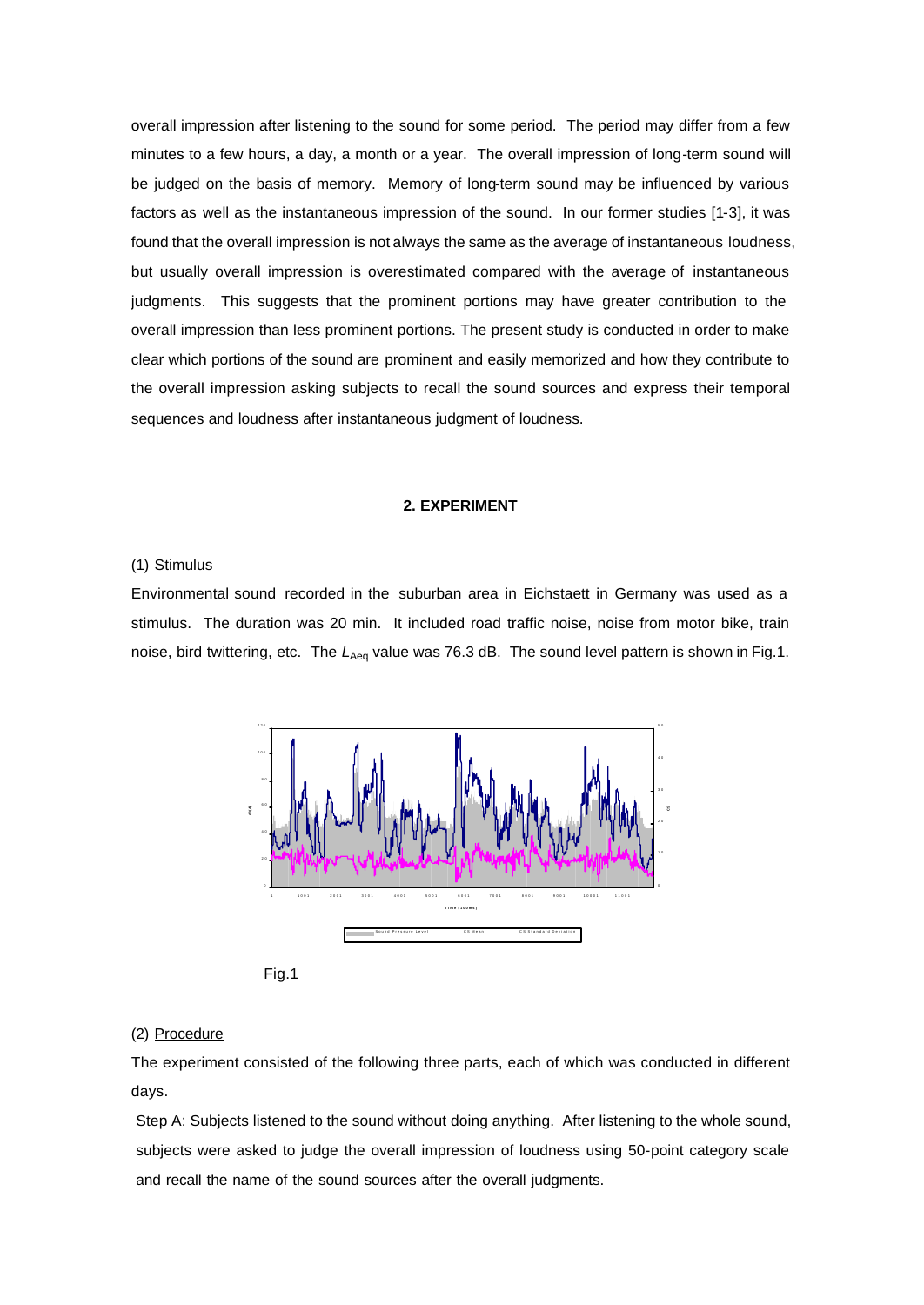overall impression after listening to the sound for some period. The period may differ from a few minutes to a few hours, a day, a month or a year. The overall impression of long-term sound will be judged on the basis of memory. Memory of long-term sound may be influenced by various factors as well as the instantaneous impression of the sound. In our former studies [1-3], it was found that the overall impression is not always the same as the average of instantaneous loudness, but usually overall impression is overestimated compared with the average of instantaneous judgments. This suggests that the prominent portions may have greater contribution to the overall impression than less prominent portions. The present study is conducted in order to make clear which portions of the sound are prominent and easily memorized and how they contribute to the overall impression asking subjects to recall the sound sources and express their temporal sequences and loudness after instantaneous judgment of loudness.

## 2. EXPERIMENT

(1) Stimulus

Environmental sound recorded in the suburban area in Eichstaett in Germany was used as a stimulus. The duration was 20 min. It included road traffic noise, noise from motor bike, train noise, bird twittering, etc. The $L_{Aeq}$ value was 76.3 dB. The sound level pattern is shown in Fig.1.

Fig.1

(2) Procedure

The experiment consisted of the following three parts, each of which was conducted in different days.

Step A: Subjects listened to the sound without doing anything. After listening to the whole sound, subjects were asked to judge the overall impression of loudness using 50-point category scale and recall the name of the sound sources after the overall judgments.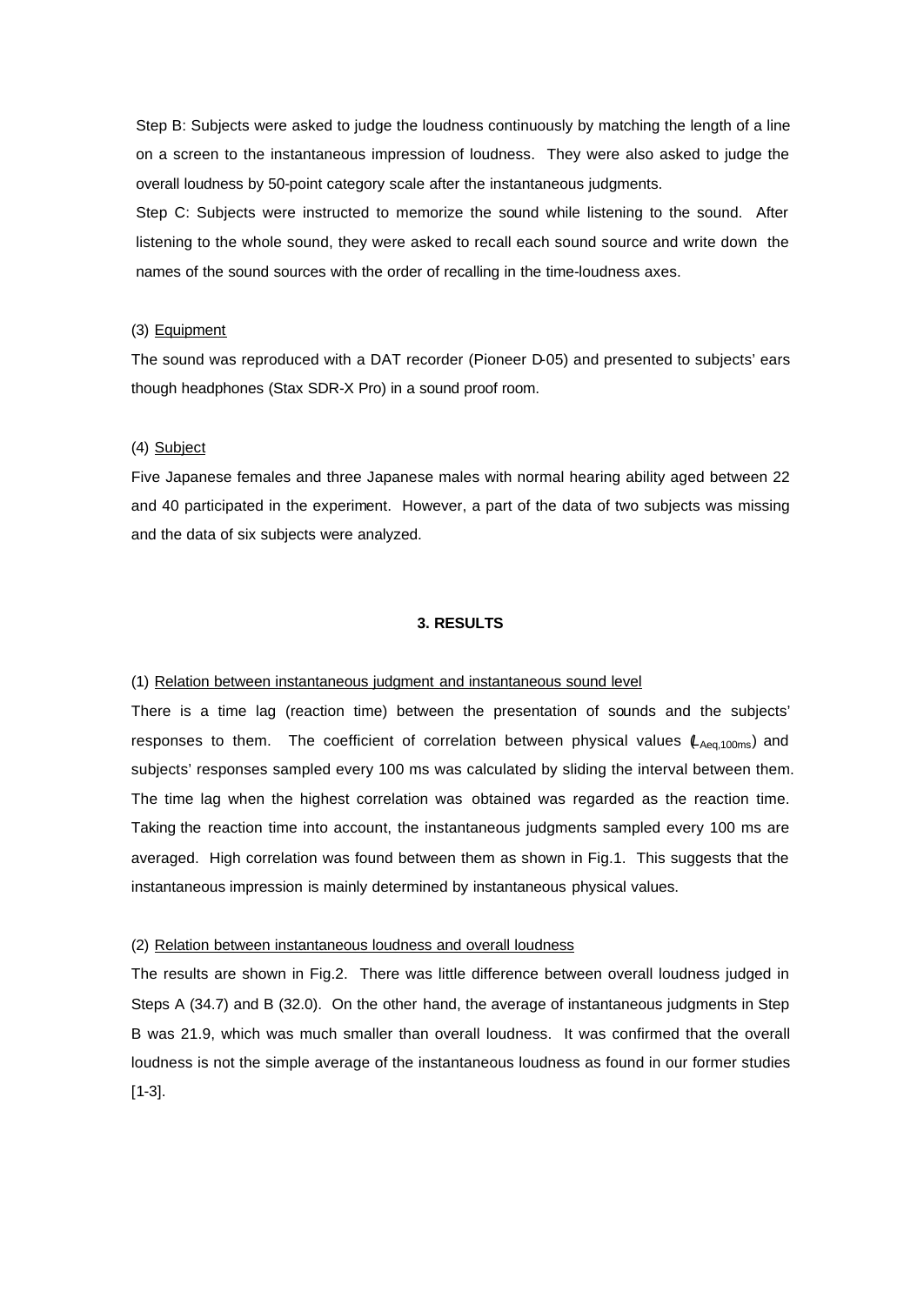Step B: Subjects were asked to judge the loudness continuously by matching the length of a line on a screen to the instantaneous impression of loudness. They were also asked to judge the overall loudness by 50-point category scale after the instantaneous judgments.

Step C: Subjects were instructed to memorize the sound while listening to the sound. After listening to the whole sound, they were asked to recall each sound source and write down the names of the sound sources with the order of recalling in the time-loudness axes.

(3) Equipment

The sound was reproduced with a DAT recorder (Pioneer D-05) and presented to subjects' ears though headphones (Stax SDR-X Pro) in a sound proof room.

(4) Subject

Five Japanese females and three Japanese males with normal hearing ability aged between 22 and 40 participated in the experiment. However, a part of the data of two subjects was missing and the data of six subjects were analyzed.

### 3. RESULTS

(1) Relation between instantaneous judgment and instantaneous sound level

There is a time lag (reaction time) between the presentation of sounds and the subjects' responses to them. The coefficient of correlation between physical values ($L_{Aeq,100ms}$) and subjects' responses sampled every 100 ms was calculated by sliding the interval between them. The time lag when the highest correlation was obtained was regarded as the reaction time. Taking the reaction time into account, the instantaneous judgments sampled every 100 ms are averaged. High correlation was found between them as shown in Fig.1. This suggests that the instantaneous impression is mainly determined by instantaneous physical values.

(2) Relation between instantaneous loudness and overall loudness

The results are shown in Fig.2. There was little difference between overall loudness judged in Steps A (34.7) and B (32.0). On the other hand, the average of instantaneous judgments in Step B was 21.9, which was much smaller than overall loudness. It was confirmed that the overall loudness is not the simple average of the instantaneous loudness as found in our former studies [1-3].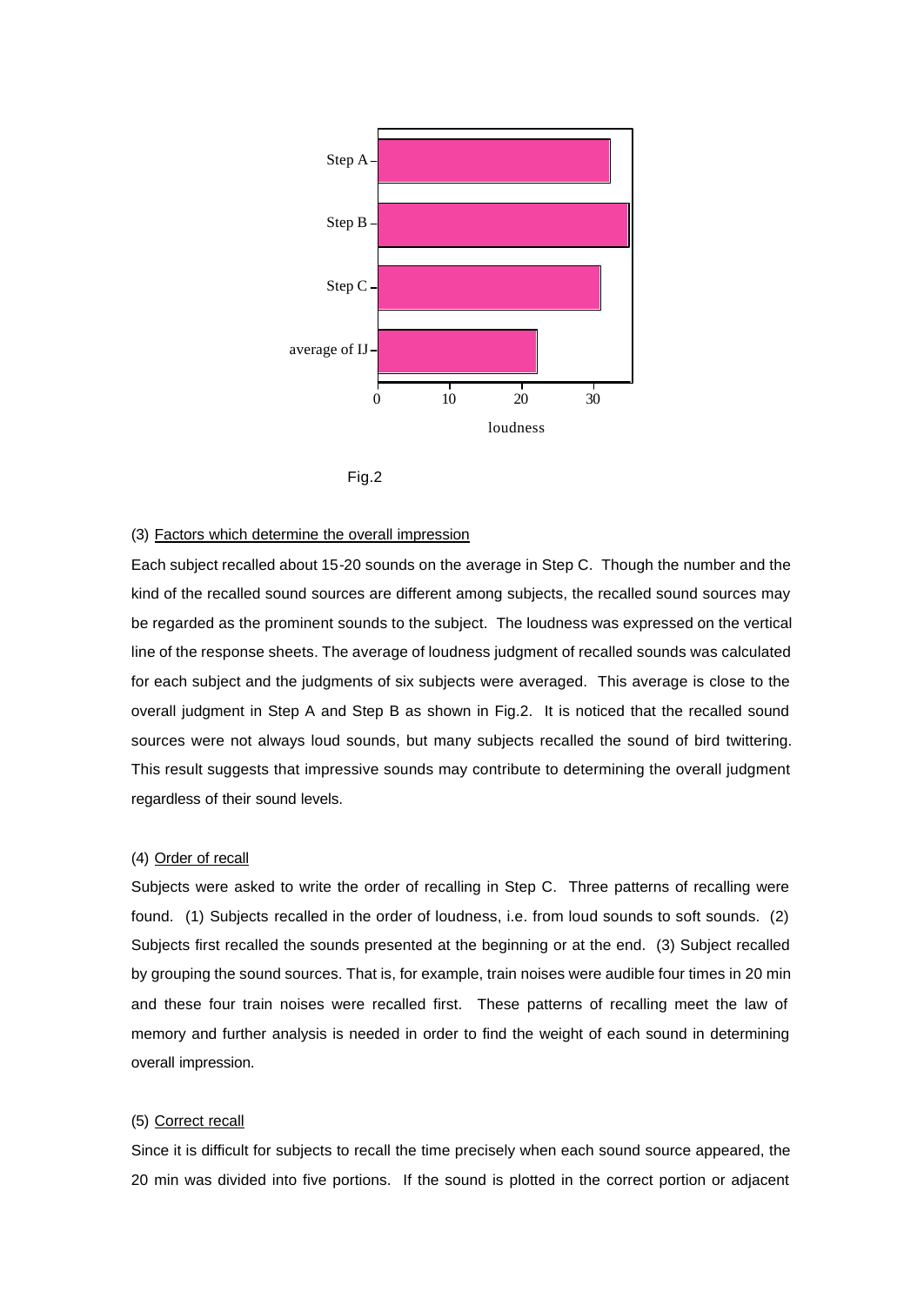Fig.2

(3) Factors which determine the overall impression

Each subject recalled about 15-20 sounds on the average in Step C. Though the number and the kind of the recalled sound sources are different among subjects, the recalled sound sources may be regarded as the prominent sounds to the subject. The loudness was expressed on the vertical line of the response sheets. The average of loudness judgment of recalled sounds was calculated for each subject and the judgments of six subjects were averaged. This average is close to the overall judgment in Step A and Step B as shown in Fig.2. It is noticed that the recalled sound sources were not always loud sounds, but many subjects recalled the sound of bird twittering. This result suggests that impressive sounds may contribute to determining the overall judgment regardless of their sound levels.

(4) Order of recall

Subjects were asked to write the order of recalling in Step C. Three patterns of recalling were found. (1) Subjects recalled in the order of loudness, i.e. from loud sounds to soft sounds. (2) Subjects first recalled the sounds presented at the beginning or at the end. (3) Subject recalled by grouping the sound sources. That is, for example, train noises were audible four times in 20 min and these four train noises were recalled first. These patterns of recalling meet the law of memory and further analysis is needed in order to find the weight of each sound in determining overall impression.

(5) Correct recall

Since it is difficult for subjects to recall the time precisely when each sound source appeared, the 20 min was divided into five portions. If the sound is plotted in the correct portion or adjacent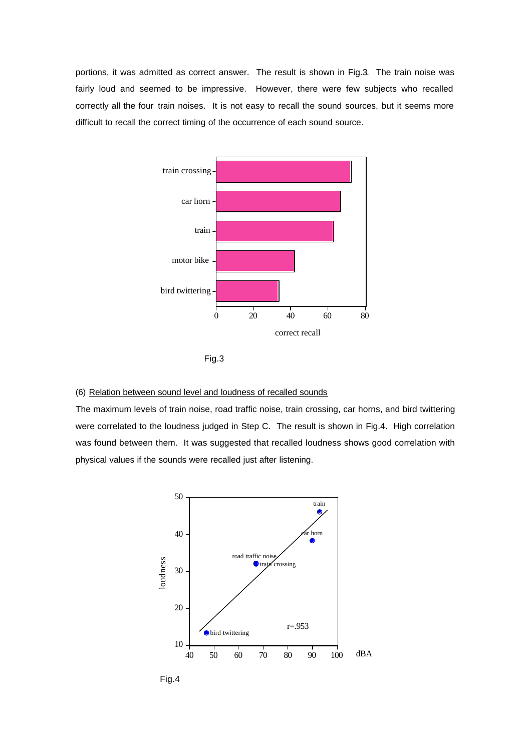portions, it was admitted as correct answer. The result is shown in Fig.3. The train noise was fairly loud and seemed to be impressive. However, there were few subjects who recalled correctly all the four train noises. It is not easy to recall the sound sources, but it seems more difficult to recall the correct timing of the occurrence of each sound source.

Fig.3

(6) Relation between sound level and loudness of recalled sounds

The maximum levels of train noise, road traffic noise, train crossing, car horns, and bird twittering were correlated to the loudness judged in Step C. The result is shown in Fig.4. High correlation was found between them. It was suggested that recalled loudness shows good correlation with physical values if the sounds were recalled just after listening.

Fig.4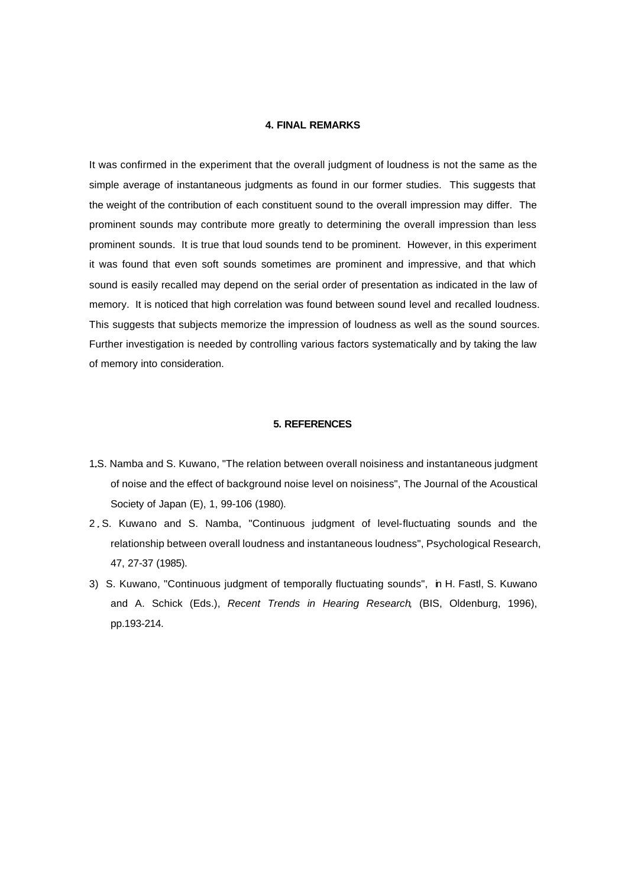## 4. FINAL REMARKS

It was confirmed in the experiment that the overall judgment of loudness is not the same as the simple average of instantaneous judgments as found in our former studies. This suggests that the weight of the contribution of each constituent sound to the overall impression may differ. The prominent sounds may contribute more greatly to determining the overall impression than less prominent sounds. It is true that loud sounds tend to be prominent. However, in this experiment it was found that even soft sounds sometimes are prominent and impressive, and that which sound is easily recalled may depend on the serial order of presentation as indicated in the law of memory. It is noticed that high correlation was found between sound level and recalled loudness. This suggests that subjects memorize the impression of loudness as well as the sound sources. Further investigation is needed by controlling various factors systematically and by taking the law of memory into consideration.

## 5. REFERENCES

1. S. Namba and S. Kuwano, "The relation between overall noisiness and instantaneous judgment of noise and the effect of background noise level on noisiness", The Journal of the Acoustical Society of Japan (E), 1, 99-106 (1980).
2. S. Kuwano and S. Namba, "Continuous judgment of level-fluctuating sounds and the relationship between overall loudness and instantaneous loudness", Psychological Research, 47, 27-37 (1985).
3. S. Kuwano, "Continuous judgment of temporally fluctuating sounds", in H. Fastl, S. Kuwano and A. Schick (Eds.), *Recent Trends in Hearing Research*, (BIS, Oldenburg, 1996), pp.193-214.